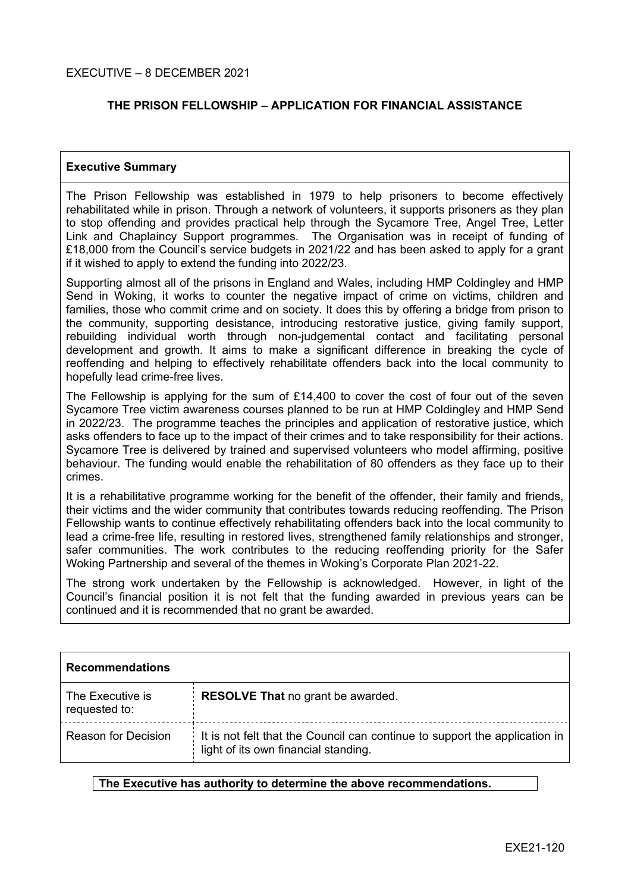EXECUTIVE – 8 DECEMBER 2021

# THE PRISON FELLOWSHIP – APPLICATION FOR FINANCIAL ASSISTANCE

## Executive Summary

The Prison Fellowship was established in 1979 to help prisoners to become effectively rehabilitated while in prison. Through a network of volunteers, it supports prisoners as they plan to stop offending and provides practical help through the Sycamore Tree, Angel Tree, Letter Link and Chaplaincy Support programmes. The Organisation was in receipt of funding of £18,000 from the Council's service budgets in 2021/22 and has been asked to apply for a grant if it wished to apply to extend the funding into 2022/23.

Supporting almost all of the prisons in England and Wales, including HMP Coldingley and HMP Send in Woking, it works to counter the negative impact of crime on victims, children and families, those who commit crime and on society. It does this by offering a bridge from prison to the community, supporting desistance, introducing restorative justice, giving family support, rebuilding individual worth through non-judgemental contact and facilitating personal development and growth. It aims to make a significant difference in breaking the cycle of reoffending and helping to effectively rehabilitate offenders back into the local community to hopefully lead crime-free lives.

The Fellowship is applying for the sum of £14,400 to cover the cost of four out of the seven Sycamore Tree victim awareness courses planned to be run at HMP Coldingley and HMP Send in 2022/23. The programme teaches the principles and application of restorative justice, which asks offenders to face up to the impact of their crimes and to take responsibility for their actions. Sycamore Tree is delivered by trained and supervised volunteers who model affirming, positive behaviour. The funding would enable the rehabilitation of 80 offenders as they face up to their crimes.

It is a rehabilitative programme working for the benefit of the offender, their family and friends, their victims and the wider community that contributes towards reducing reoffending. The Prison Fellowship wants to continue effectively rehabilitating offenders back into the local community to lead a crime-free life, resulting in restored lives, strengthened family relationships and stronger, safer communities. The work contributes to the reducing reoffending priority for the Safer Woking Partnership and several of the themes in Woking's Corporate Plan 2021-22.

The strong work undertaken by the Fellowship is acknowledged. However, in light of the Council's financial position it is not felt that the funding awarded in previous years can be continued and it is recommended that no grant be awarded.

## Recommendations

| | |
|---|---|
| The Executive is requested to: | **RESOLVE That** no grant be awarded. |
| Reason for Decision | It is not felt that the Council can continue to support the application in light of its own financial standing. |

**The Executive has authority to determine the above recommendations.**

EXE21-120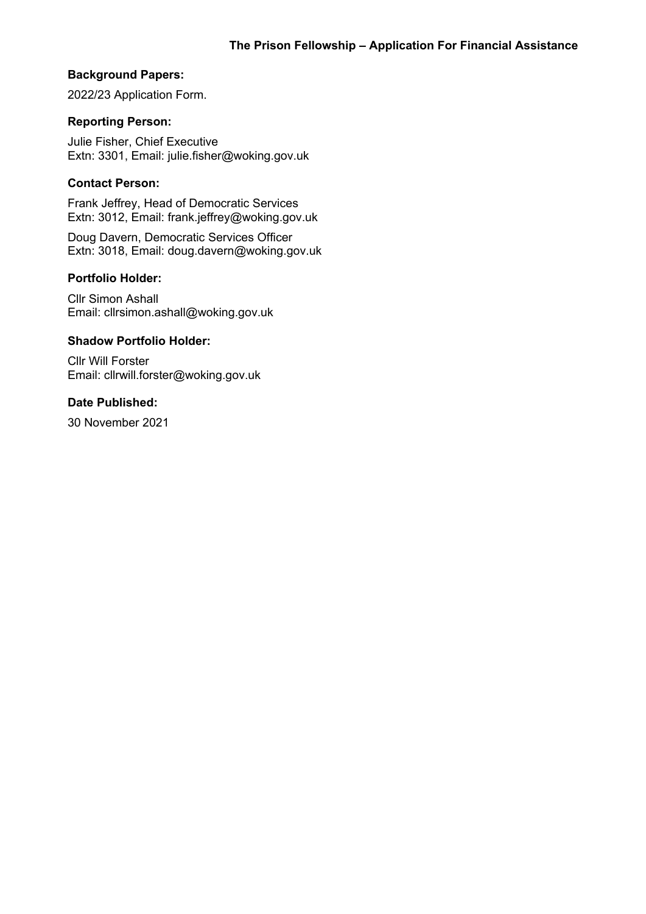**Background Papers:**

2022/23 Application Form.

**Reporting Person:**

Julie Fisher, Chief Executive
Extn: 3301, Email: julie.fisher@woking.gov.uk

**Contact Person:**

Frank Jeffrey, Head of Democratic Services
Extn: 3012, Email: frank.jeffrey@woking.gov.uk

Doug Davern, Democratic Services Officer
Extn: 3018, Email: doug.davern@woking.gov.uk

**Portfolio Holder:**

Cllr Simon Ashall
Email: cllrsimon.ashall@woking.gov.uk

**Shadow Portfolio Holder:**

Cllr Will Forster
Email: cllrwill.forster@woking.gov.uk

**Date Published:**

30 November 2021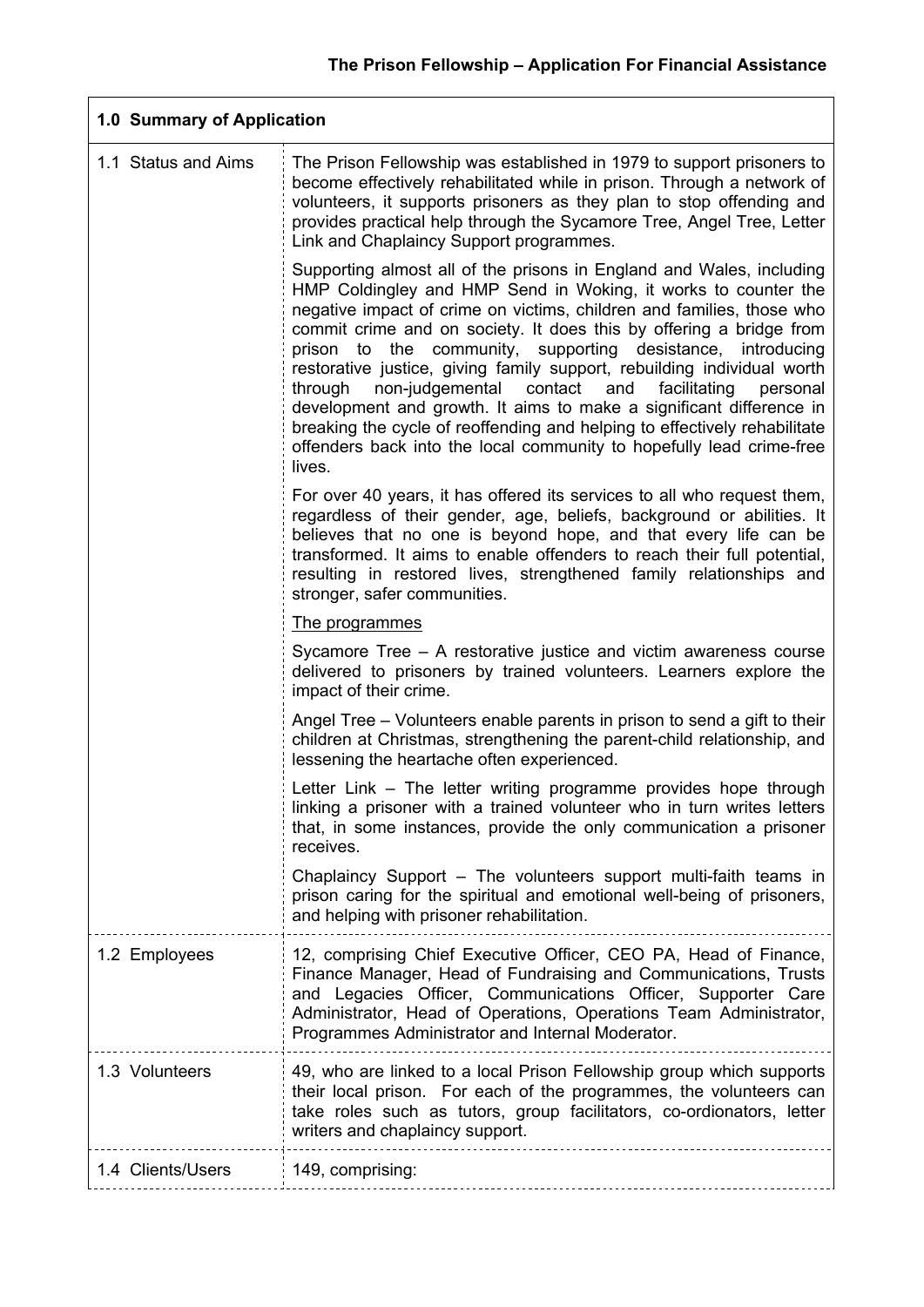## 1.0 Summary of Application

| | |
|---|---|
| 1.1 Status and Aims | The Prison Fellowship was established in 1979 to support prisoners to become effectively rehabilitated while in prison. Through a network of volunteers, it supports prisoners as they plan to stop offending and provides practical help through the Sycamore Tree, Angel Tree, Letter Link and Chaplaincy Support programmes.<br><br>Supporting almost all of the prisons in England and Wales, including HMP Coldingley and HMP Send in Woking, it works to counter the negative impact of crime on victims, children and families, those who commit crime and on society. It does this by offering a bridge from prison to the community, supporting desistance, introducing restorative justice, giving family support, rebuilding individual worth through non-judgemental contact and facilitating personal development and growth. It aims to make a significant difference in breaking the cycle of reoffending and helping to effectively rehabilitate offenders back into the local community to hopefully lead crime-free lives.<br><br>For over 40 years, it has offered its services to all who request them, regardless of their gender, age, beliefs, background or abilities. It believes that no one is beyond hope, and that every life can be transformed. It aims to enable offenders to reach their full potential, resulting in restored lives, strengthened family relationships and stronger, safer communities.<br><br><u>The programmes</u><br><br>Sycamore Tree – A restorative justice and victim awareness course delivered to prisoners by trained volunteers. Learners explore the impact of their crime.<br><br>Angel Tree – Volunteers enable parents in prison to send a gift to their children at Christmas, strengthening the parent-child relationship, and lessening the heartache often experienced.<br><br>Letter Link – The letter writing programme provides hope through linking a prisoner with a trained volunteer who in turn writes letters that, in some instances, provide the only communication a prisoner receives.<br><br>Chaplaincy Support – The volunteers support multi-faith teams in prison caring for the spiritual and emotional well-being of prisoners, and helping with prisoner rehabilitation. |
| 1.2 Employees | 12, comprising Chief Executive Officer, CEO PA, Head of Finance, Finance Manager, Head of Fundraising and Communications, Trusts and Legacies Officer, Communications Officer, Supporter Care Administrator, Head of Operations, Operations Team Administrator, Programmes Administrator and Internal Moderator. |
| 1.3 Volunteers | 49, who are linked to a local Prison Fellowship group which supports their local prison. For each of the programmes, the volunteers can take roles such as tutors, group facilitators, co-ordionators, letter writers and chaplaincy support. |
| 1.4 Clients/Users | 149, comprising: |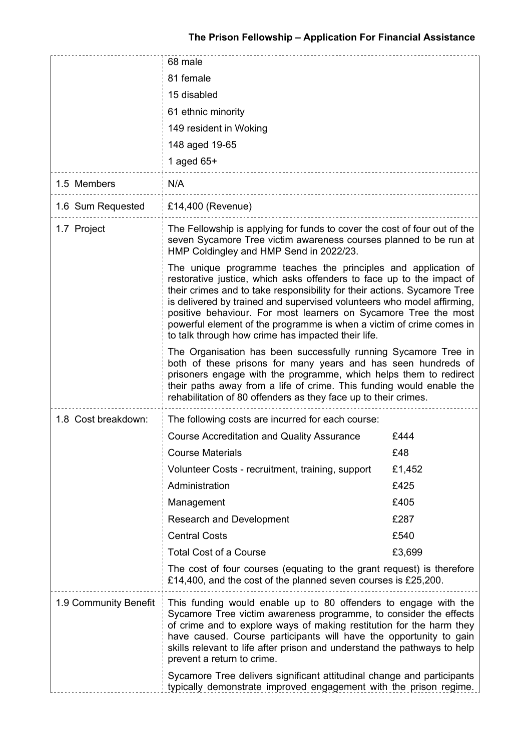| | |
|---|---|
| | 68 male<br>81 female<br>15 disabled<br>61 ethnic minority<br>149 resident in Woking<br>148 aged 19-65<br>1 aged 65+ |
| 1.5 Members | N/A |
| 1.6 Sum Requested | £14,400 (Revenue) |
| 1.7 Project | The Fellowship is applying for funds to cover the cost of four out of the seven Sycamore Tree victim awareness courses planned to be run at HMP Coldingley and HMP Send in 2022/23.<br><br>The unique programme teaches the principles and application of restorative justice, which asks offenders to face up to the impact of their crimes and to take responsibility for their actions. Sycamore Tree is delivered by trained and supervised volunteers who model affirming, positive behaviour. For most learners on Sycamore Tree the most powerful element of the programme is when a victim of crime comes in to talk through how crime has impacted their life.<br><br>The Organisation has been successfully running Sycamore Tree in both of these prisons for many years and has seen hundreds of prisoners engage with the programme, which helps them to redirect their paths away from a life of crime. This funding would enable the rehabilitation of 80 offenders as they face up to their crimes. |
| 1.8 Cost breakdown: | The following costs are incurred for each course:<br><br>Course Accreditation and Quality Assurance — £444<br>Course Materials — £48<br>Volunteer Costs - recruitment, training, support — £1,452<br>Administration — £425<br>Management — £405<br>Research and Development — £287<br>Central Costs — £540<br>Total Cost of a Course — £3,699<br><br>The cost of four courses (equating to the grant request) is therefore £14,400, and the cost of the planned seven courses is £25,200. |
| 1.9 Community Benefit | This funding would enable up to 80 offenders to engage with the Sycamore Tree victim awareness programme, to consider the effects of crime and to explore ways of making restitution for the harm they have caused. Course participants will have the opportunity to gain skills relevant to life after prison and understand the pathways to help prevent a return to crime.<br><br>Sycamore Tree delivers significant attitudinal change and participants typically demonstrate improved engagement with the prison regime. |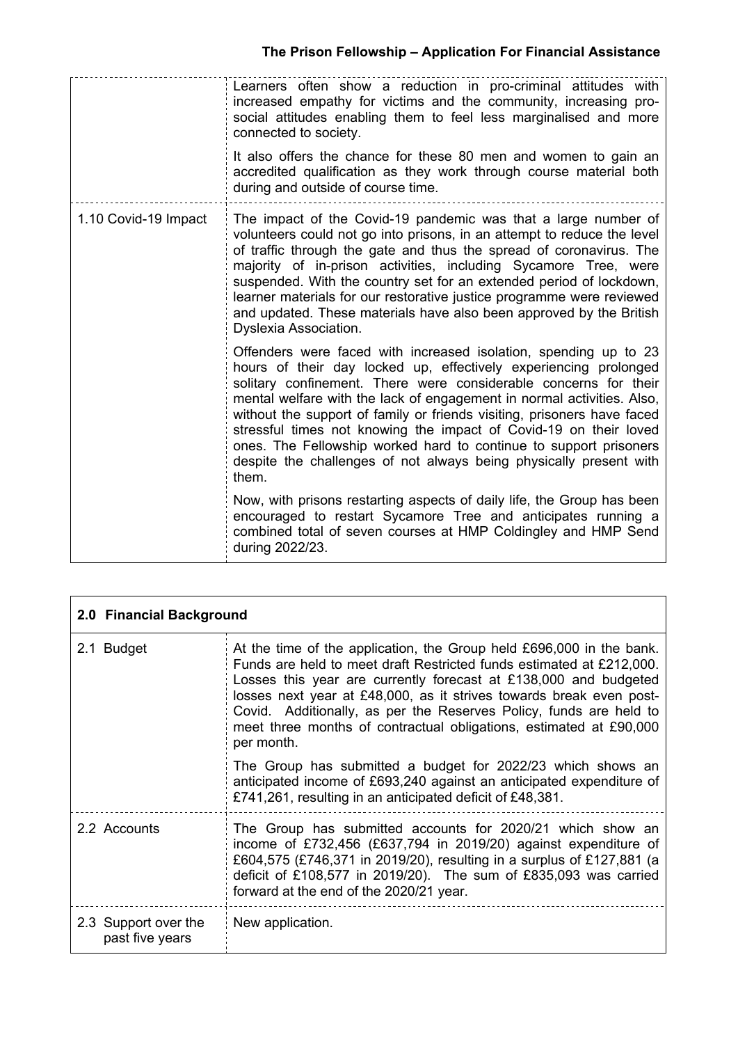| | |
|---|---|
| | Learners often show a reduction in pro-criminal attitudes with increased empathy for victims and the community, increasing pro-social attitudes enabling them to feel less marginalised and more connected to society.<br><br>It also offers the chance for these 80 men and women to gain an accredited qualification as they work through course material both during and outside of course time. |
| 1.10 Covid-19 Impact | The impact of the Covid-19 pandemic was that a large number of volunteers could not go into prisons, in an attempt to reduce the level of traffic through the gate and thus the spread of coronavirus. The majority of in-prison activities, including Sycamore Tree, were suspended. With the country set for an extended period of lockdown, learner materials for our restorative justice programme were reviewed and updated. These materials have also been approved by the British Dyslexia Association.<br><br>Offenders were faced with increased isolation, spending up to 23 hours of their day locked up, effectively experiencing prolonged solitary confinement. There were considerable concerns for their mental welfare with the lack of engagement in normal activities. Also, without the support of family or friends visiting, prisoners have faced stressful times not knowing the impact of Covid-19 on their loved ones. The Fellowship worked hard to continue to support prisoners despite the challenges of not always being physically present with them.<br><br>Now, with prisons restarting aspects of daily life, the Group has been encouraged to restart Sycamore Tree and anticipates running a combined total of seven courses at HMP Coldingley and HMP Send during 2022/23. |

| **2.0 Financial Background** | |
|---|---|
| 2.1 Budget | At the time of the application, the Group held £696,000 in the bank. Funds are held to meet draft Restricted funds estimated at £212,000. Losses this year are currently forecast at £138,000 and budgeted losses next year at £48,000, as it strives towards break even post-Covid. Additionally, as per the Reserves Policy, funds are held to meet three months of contractual obligations, estimated at £90,000 per month.<br><br>The Group has submitted a budget for 2022/23 which shows an anticipated income of £693,240 against an anticipated expenditure of £741,261, resulting in an anticipated deficit of £48,381. |
| 2.2 Accounts | The Group has submitted accounts for 2020/21 which show an income of £732,456 (£637,794 in 2019/20) against expenditure of £604,575 (£746,371 in 2019/20), resulting in a surplus of £127,881 (a deficit of £108,577 in 2019/20). The sum of £835,093 was carried forward at the end of the 2020/21 year. |
| 2.3 Support over the past five years | New application. |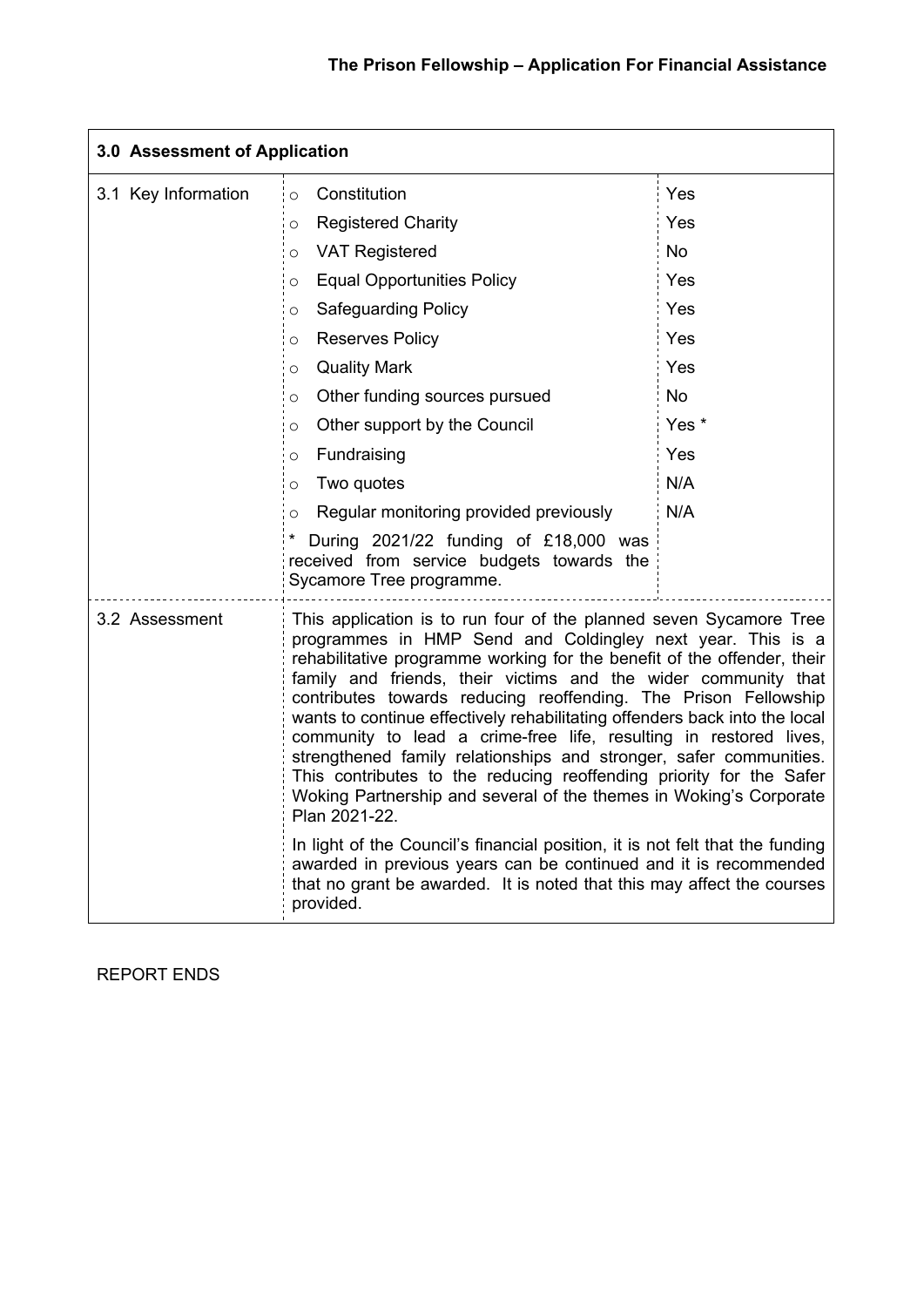## The Prison Fellowship – Application For Financial Assistance

| 3.0 Assessment of Application | | |
|---|---|---|
| 3.1 Key Information | Constitution | Yes |
| | Registered Charity | Yes |
| | VAT Registered | No |
| | Equal Opportunities Policy | Yes |
| | Safeguarding Policy | Yes |
| | Reserves Policy | Yes |
| | Quality Mark | Yes |
| | Other funding sources pursued | No |
| | Other support by the Council | Yes * |
| | Fundraising | Yes |
| | Two quotes | N/A |
| | Regular monitoring provided previously | N/A |
| | * During 2021/22 funding of £18,000 was received from service budgets towards the Sycamore Tree programme. | |
| 3.2 Assessment | This application is to run four of the planned seven Sycamore Tree programmes in HMP Send and Coldingley next year. This is a rehabilitative programme working for the benefit of the offender, their family and friends, their victims and the wider community that contributes towards reducing reoffending. The Prison Fellowship wants to continue effectively rehabilitating offenders back into the local community to lead a crime-free life, resulting in restored lives, strengthened family relationships and stronger, safer communities. This contributes to the reducing reoffending priority for the Safer Woking Partnership and several of the themes in Woking's Corporate Plan 2021-22.<br><br>In light of the Council's financial position, it is not felt that the funding awarded in previous years can be continued and it is recommended that no grant be awarded. It is noted that this may affect the courses provided. | |

REPORT ENDS